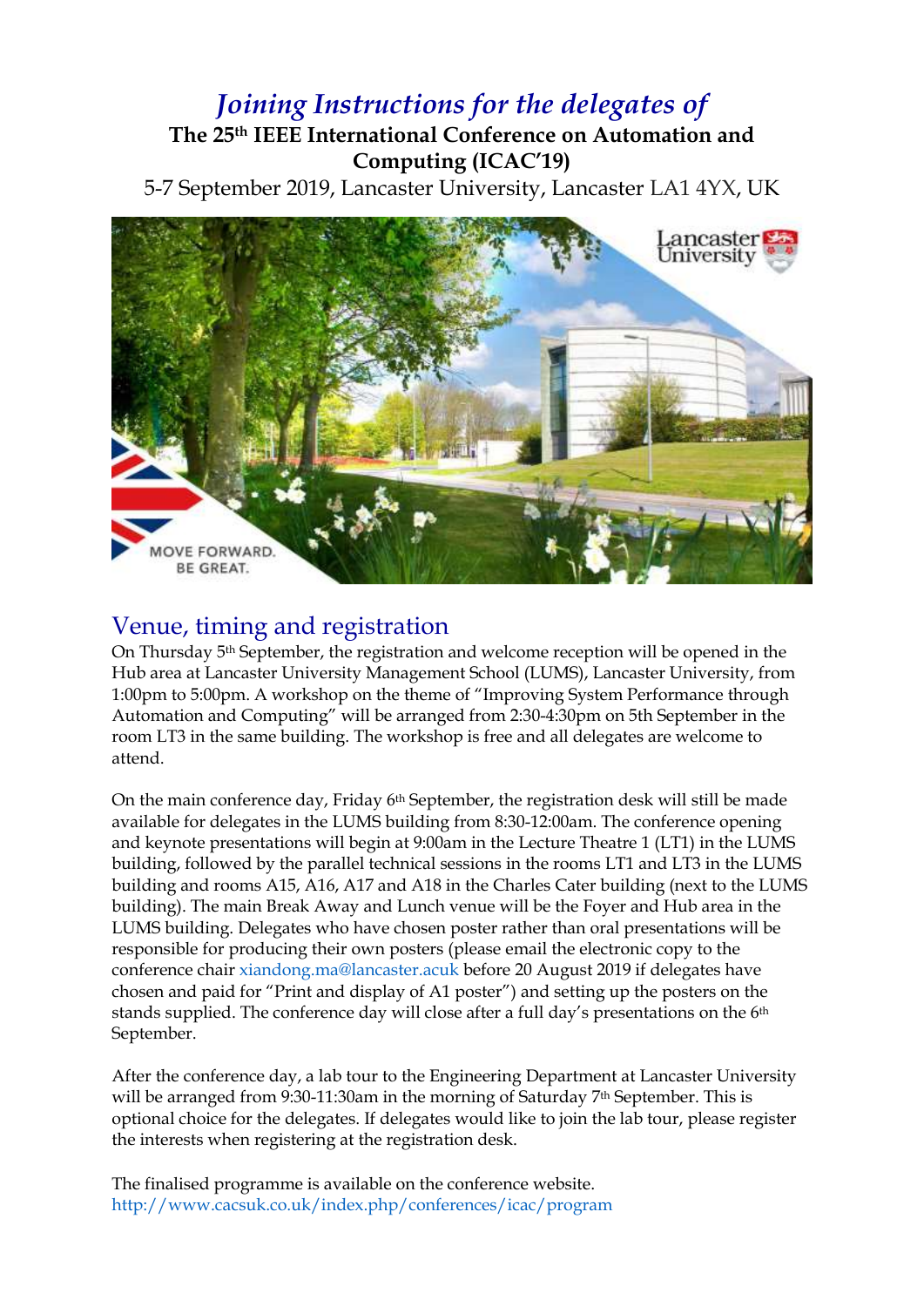# *Joining Instructions for the delegates of*

**The 25th IEEE International Conference on Automation and Computing (ICAC'19)**

5-7 September 2019, Lancaster University, Lancaster LA1 4YX, UK

## Venue, timing and registration

On Thursday 5th September, the registration and welcome reception will be opened in the Hub area at Lancaster University Management School (LUMS), Lancaster University, from 1:00pm to 5:00pm. A workshop on the theme of "Improving System Performance through Automation and Computing" will be arranged from 2:30-4:30pm on 5th September in the room LT3 in the same building. The workshop is free and all delegates are welcome to attend.

On the main conference day, Friday 6th September, the registration desk will still be made available for delegates in the LUMS building from 8:30-12:00am. The conference opening and keynote presentations will begin at 9:00am in the Lecture Theatre 1 (LT1) in the LUMS building, followed by the parallel technical sessions in the rooms LT1 and LT3 in the LUMS building and rooms A15, A16, A17 and A18 in the Charles Cater building (next to the LUMS building). The main Break Away and Lunch venue will be the Foyer and Hub area in the LUMS building. Delegates who have chosen poster rather than oral presentations will be responsible for producing their own posters (please email the electronic copy to the conference chair xiandong.ma@lancaster.acuk before 20 August 2019 if delegates have chosen and paid for "Print and display of A1 poster") and setting up the posters on the stands supplied. The conference day will close after a full day's presentations on the 6th September.

After the conference day, a lab tour to the Engineering Department at Lancaster University will be arranged from 9:30-11:30am in the morning of Saturday 7th September. This is optional choice for the delegates. If delegates would like to join the lab tour, please register the interests when registering at the registration desk.

The finalised programme is available on the conference website.
http://www.cacsuk.co.uk/index.php/conferences/icac/program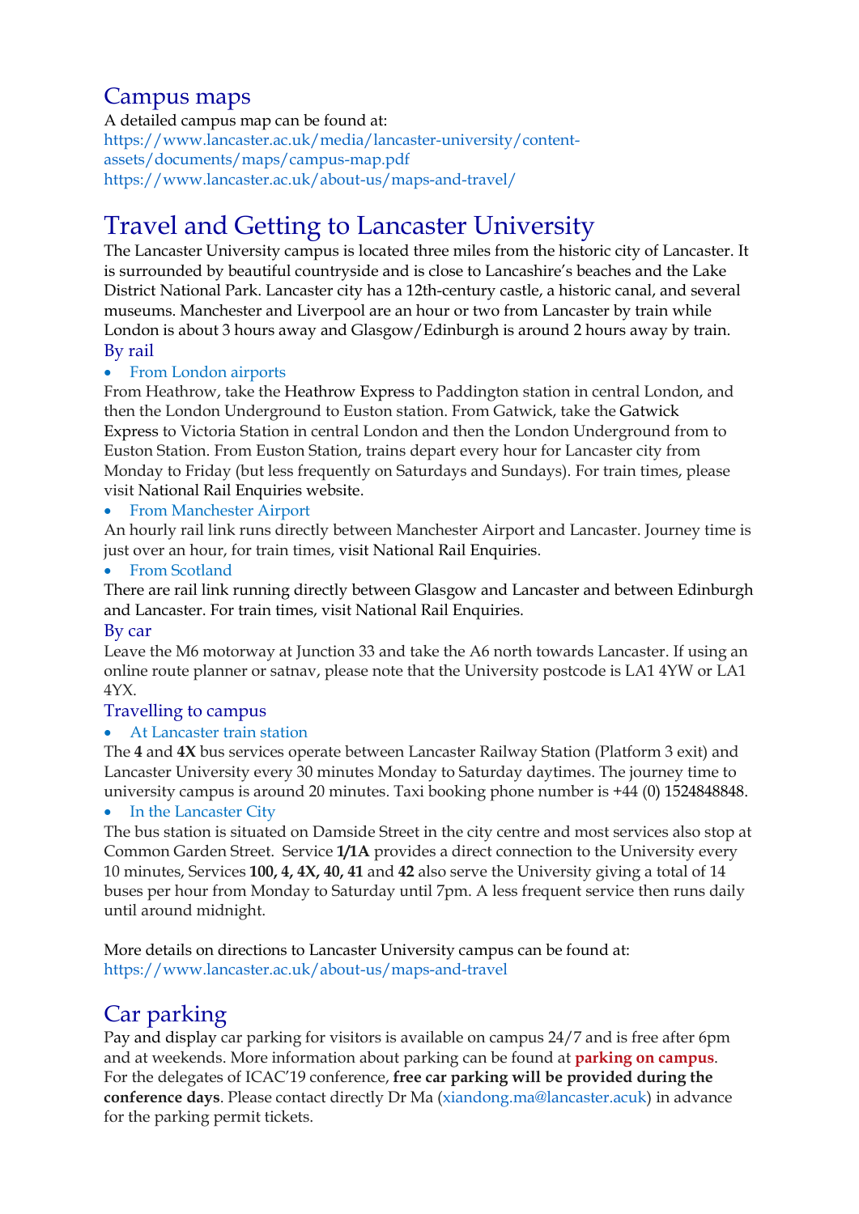## Campus maps

A detailed campus map can be found at:
https://www.lancaster.ac.uk/media/lancaster-university/content-assets/documents/maps/campus-map.pdf
https://www.lancaster.ac.uk/about-us/maps-and-travel/

## Travel and Getting to Lancaster University

The Lancaster University campus is located three miles from the historic city of Lancaster. It is surrounded by beautiful countryside and is close to Lancashire's beaches and the Lake District National Park. Lancaster city has a 12th-century castle, a historic canal, and several museums. Manchester and Liverpool are an hour or two from Lancaster by train while London is about 3 hours away and Glasgow/Edinburgh is around 2 hours away by train.

### By rail

- From London airports

From Heathrow, take the Heathrow Express to Paddington station in central London, and then the London Underground to Euston station. From Gatwick, take the Gatwick Express to Victoria Station in central London and then the London Underground from to Euston Station. From Euston Station, trains depart every hour for Lancaster city from Monday to Friday (but less frequently on Saturdays and Sundays). For train times, please visit National Rail Enquiries website.

- From Manchester Airport

An hourly rail link runs directly between Manchester Airport and Lancaster. Journey time is just over an hour, for train times, visit National Rail Enquiries.

- From Scotland

There are rail link running directly between Glasgow and Lancaster and between Edinburgh and Lancaster. For train times, visit National Rail Enquiries.

### By car

Leave the M6 motorway at Junction 33 and take the A6 north towards Lancaster. If using an online route planner or satnav, please note that the University postcode is LA1 4YW or LA1 4YX.

### Travelling to campus

- At Lancaster train station

The **4** and **4X** bus services operate between Lancaster Railway Station (Platform 3 exit) and Lancaster University every 30 minutes Monday to Saturday daytimes. The journey time to university campus is around 20 minutes. Taxi booking phone number is +44 (0) 1524848848.

- In the Lancaster City

The bus station is situated on Damside Street in the city centre and most services also stop at Common Garden Street. Service **1/1A** provides a direct connection to the University every 10 minutes, Services **100, 4, 4X, 40, 41** and **42** also serve the University giving a total of 14 buses per hour from Monday to Saturday until 7pm. A less frequent service then runs daily until around midnight.

More details on directions to Lancaster University campus can be found at:
https://www.lancaster.ac.uk/about-us/maps-and-travel

## Car parking

Pay and display car parking for visitors is available on campus 24/7 and is free after 6pm and at weekends. More information about parking can be found at **parking on campus**. For the delegates of ICAC'19 conference, **free car parking will be provided during the conference days**. Please contact directly Dr Ma (xiandong.ma@lancaster.acuk) in advance for the parking permit tickets.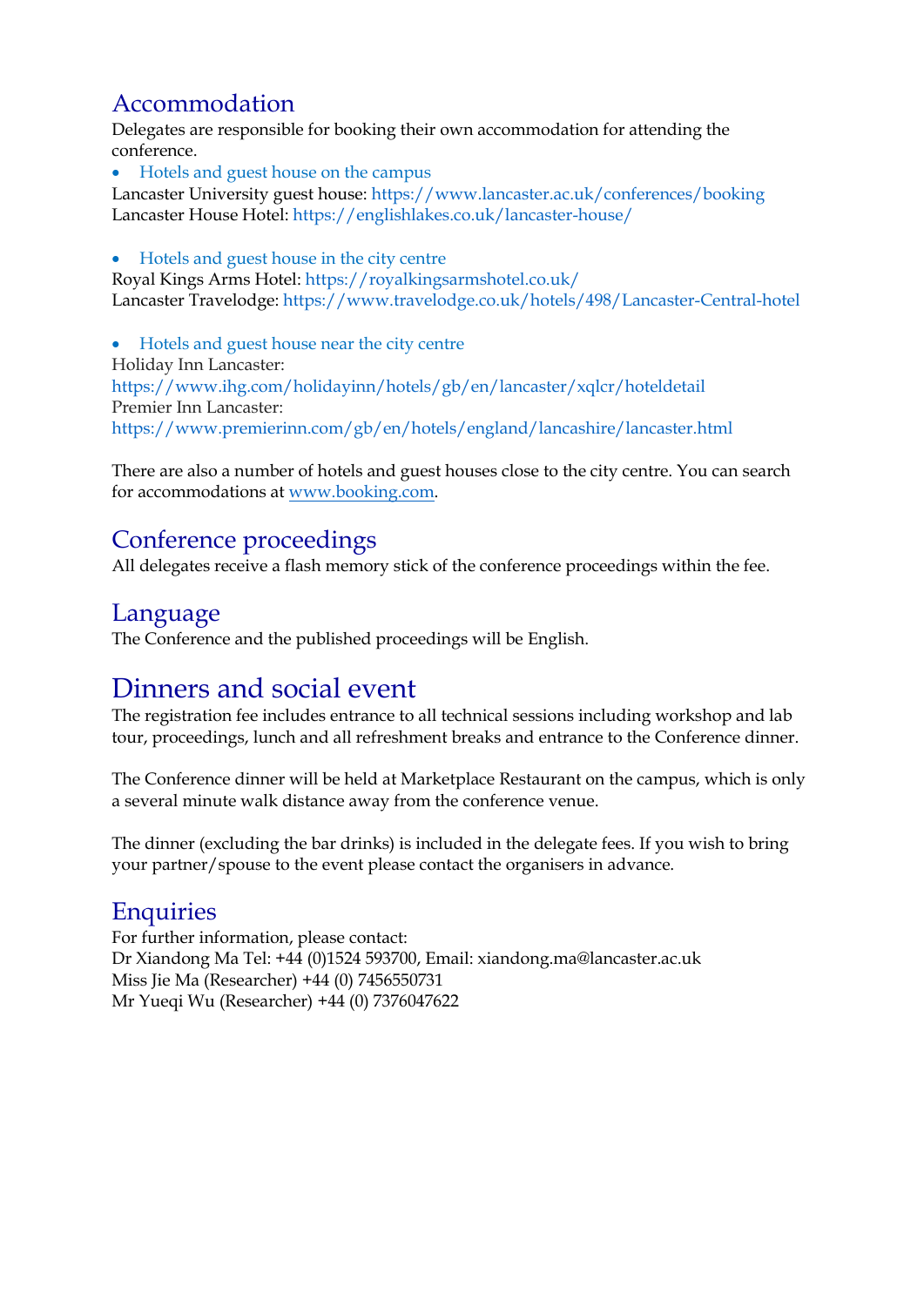## Accommodation

Delegates are responsible for booking their own accommodation for attending the conference.

- Hotels and guest house on the campus

Lancaster University guest house: https://www.lancaster.ac.uk/conferences/booking
Lancaster House Hotel: https://englishlakes.co.uk/lancaster-house/

- Hotels and guest house in the city centre

Royal Kings Arms Hotel: https://royalkingsarmshotel.co.uk/
Lancaster Travelodge: https://www.travelodge.co.uk/hotels/498/Lancaster-Central-hotel

- Hotels and guest house near the city centre

Holiday Inn Lancaster:
https://www.ihg.com/holidayinn/hotels/gb/en/lancaster/xqlcr/hoteldetail
Premier Inn Lancaster:
https://www.premierinn.com/gb/en/hotels/england/lancashire/lancaster.html

There are also a number of hotels and guest houses close to the city centre. You can search for accommodations at www.booking.com.

## Conference proceedings

All delegates receive a flash memory stick of the conference proceedings within the fee.

## Language

The Conference and the published proceedings will be English.

## Dinners and social event

The registration fee includes entrance to all technical sessions including workshop and lab tour, proceedings, lunch and all refreshment breaks and entrance to the Conference dinner.

The Conference dinner will be held at Marketplace Restaurant on the campus, which is only a several minute walk distance away from the conference venue.

The dinner (excluding the bar drinks) is included in the delegate fees. If you wish to bring your partner/spouse to the event please contact the organisers in advance.

## Enquiries

For further information, please contact:
Dr Xiandong Ma Tel: +44 (0)1524 593700, Email: xiandong.ma@lancaster.ac.uk
Miss Jie Ma (Researcher) +44 (0) 7456550731
Mr Yueqi Wu (Researcher) +44 (0) 7376047622